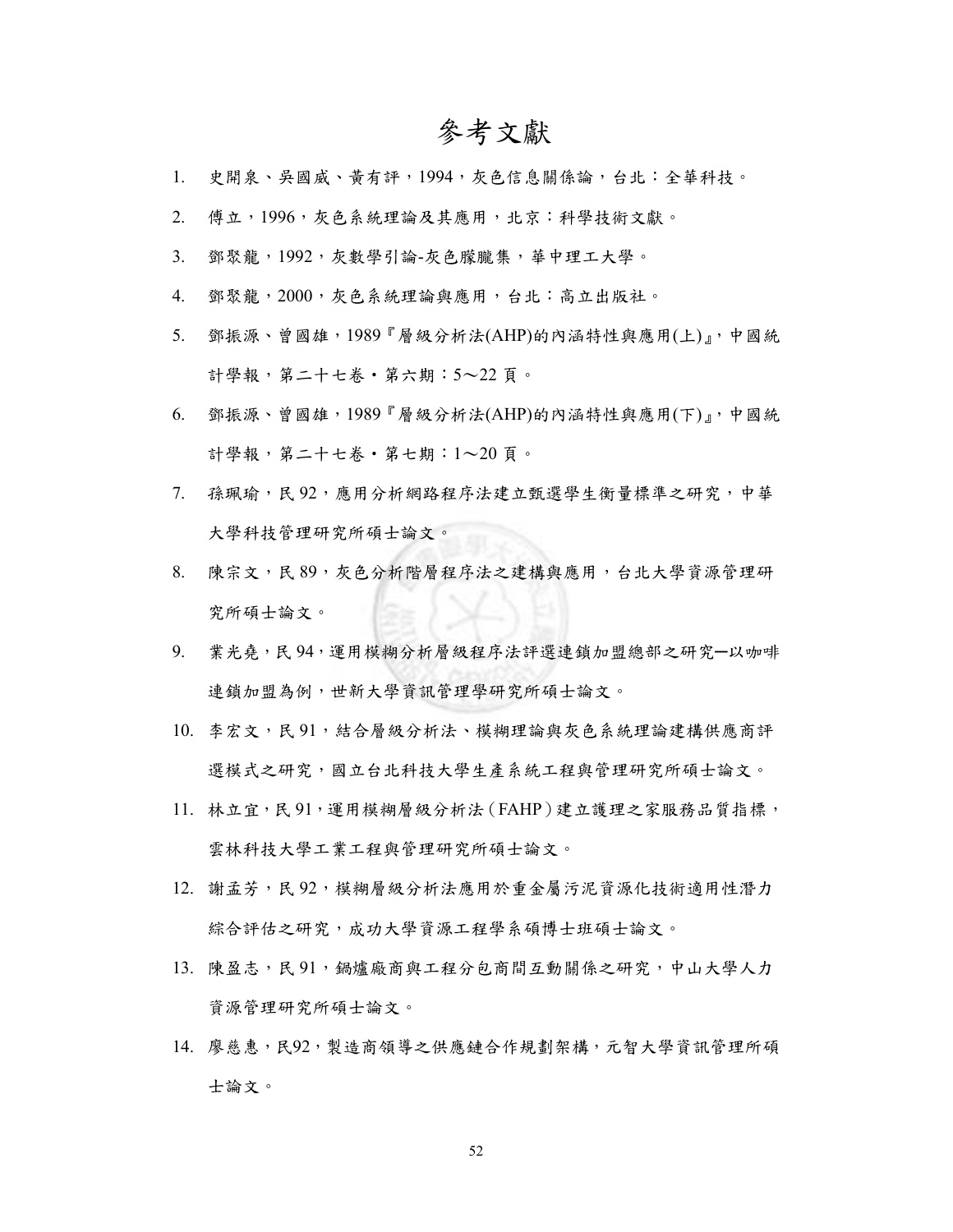# 參考文獻

1. 史開泉、吳國威、黃有評，1994，灰色信息關係論，台北：全華科技。
2. 傅立，1996，灰色系統理論及其應用，北京：科學技術文獻。
3. 鄧聚龍，1992，灰數學引論-灰色朦朧集，華中理工大學。
4. 鄧聚龍，2000，灰色系統理論與應用，台北：高立出版社。
5. 鄧振源、曾國雄，1989『層級分析法(AHP)的內涵特性與應用(上)』，中國統計學報，第二十七卷‧第六期：5～22 頁。
6. 鄧振源、曾國雄，1989『層級分析法(AHP)的內涵特性與應用(下)』，中國統計學報，第二十七卷‧第七期：1～20 頁。
7. 孫珮瑜，民 92，應用分析網路程序法建立甄選學生衡量標準之研究，中華大學科技管理研究所碩士論文。
8. 陳宗文，民 89，灰色分析階層程序法之建構與應用，台北大學資源管理研究所碩士論文。
9. 業光堯，民 94，運用模糊分析層級程序法評選連鎖加盟總部之研究─以咖啡連鎖加盟為例，世新大學資訊管理學研究所碩士論文。
10. 李宏文，民 91，結合層級分析法、模糊理論與灰色系統理論建構供應商評選模式之研究，國立台北科技大學生產系統工程與管理研究所碩士論文。
11. 林立宜，民 91，運用模糊層級分析法（FAHP）建立護理之家服務品質指標，雲林科技大學工業工程與管理研究所碩士論文。
12. 謝孟芳，民 92，模糊層級分析法應用於重金屬污泥資源化技術適用性潛力綜合評估之研究，成功大學資源工程學系碩博士班碩士論文。
13. 陳盈志，民 91，鍋爐廠商與工程分包商間互動關係之研究，中山大學人力資源管理研究所碩士論文。
14. 廖慈惠，民92，製造商領導之供應鏈合作規劃架構，元智大學資訊管理所碩士論文。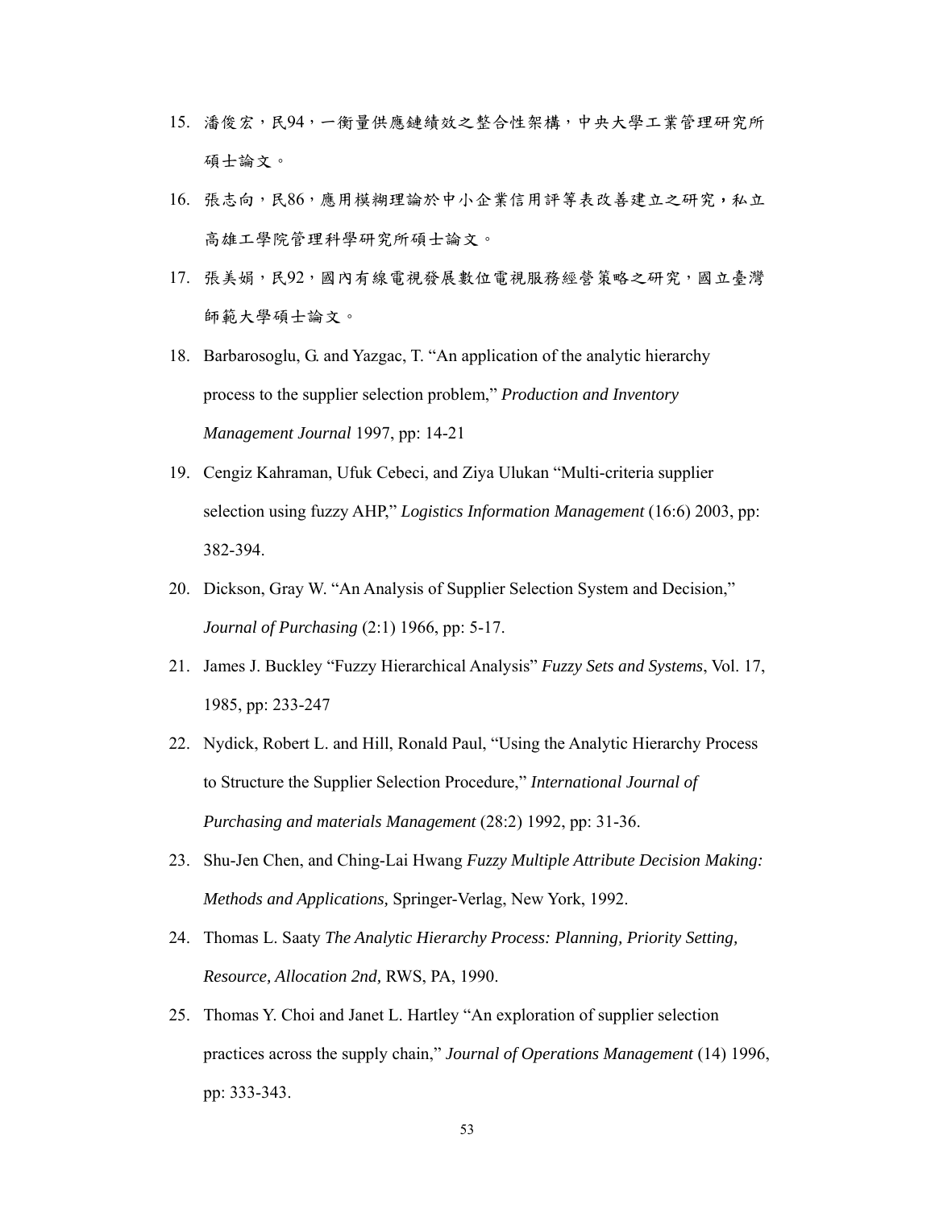15. 潘俊宏，民94，一衡量供應鏈績效之整合性架構，中央大學工業管理研究所碩士論文。
16. 張志向，民86，應用模糊理論於中小企業信用評等表改善建立之研究，私立高雄工學院管理科學研究所碩士論文。
17. 張美娟，民92，國內有線電視發展數位電視服務經營策略之研究，國立臺灣師範大學碩士論文。
18. Barbarosoglu, G. and Yazgac, T. "An application of the analytic hierarchy process to the supplier selection problem," *Production and Inventory Management Journal* 1997, pp: 14-21
19. Cengiz Kahraman, Ufuk Cebeci, and Ziya Ulukan "Multi-criteria supplier selection using fuzzy AHP," *Logistics Information Management* (16:6) 2003, pp: 382-394.
20. Dickson, Gray W. "An Analysis of Supplier Selection System and Decision," *Journal of Purchasing* (2:1) 1966, pp: 5-17.
21. James J. Buckley "Fuzzy Hierarchical Analysis" *Fuzzy Sets and Systems*, Vol. 17, 1985, pp: 233-247
22. Nydick, Robert L. and Hill, Ronald Paul, "Using the Analytic Hierarchy Process to Structure the Supplier Selection Procedure," *International Journal of Purchasing and materials Management* (28:2) 1992, pp: 31-36.
23. Shu-Jen Chen, and Ching-Lai Hwang *Fuzzy Multiple Attribute Decision Making: Methods and Applications,* Springer-Verlag, New York, 1992.
24. Thomas L. Saaty *The Analytic Hierarchy Process: Planning, Priority Setting, Resource, Allocation 2nd,* RWS, PA, 1990.
25. Thomas Y. Choi and Janet L. Hartley "An exploration of supplier selection practices across the supply chain," *Journal of Operations Management* (14) 1996, pp: 333-343.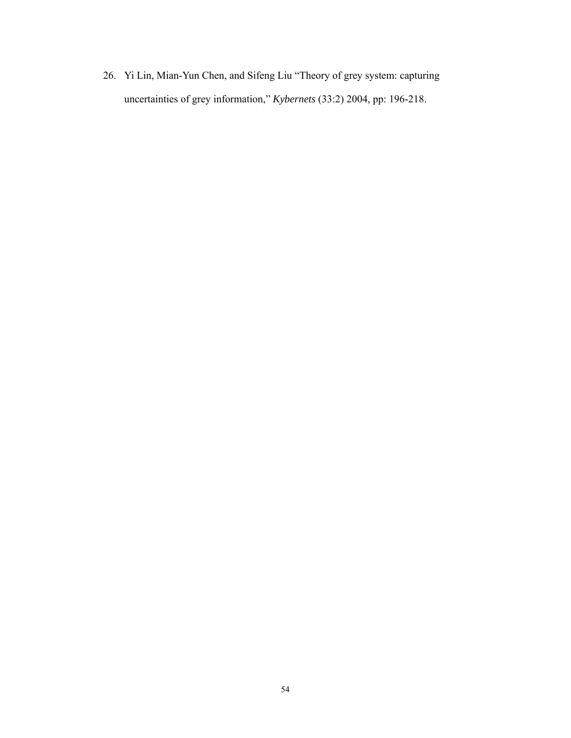26. Yi Lin, Mian-Yun Chen, and Sifeng Liu "Theory of grey system: capturing uncertainties of grey information," *Kybernets* (33:2) 2004, pp: 196-218.